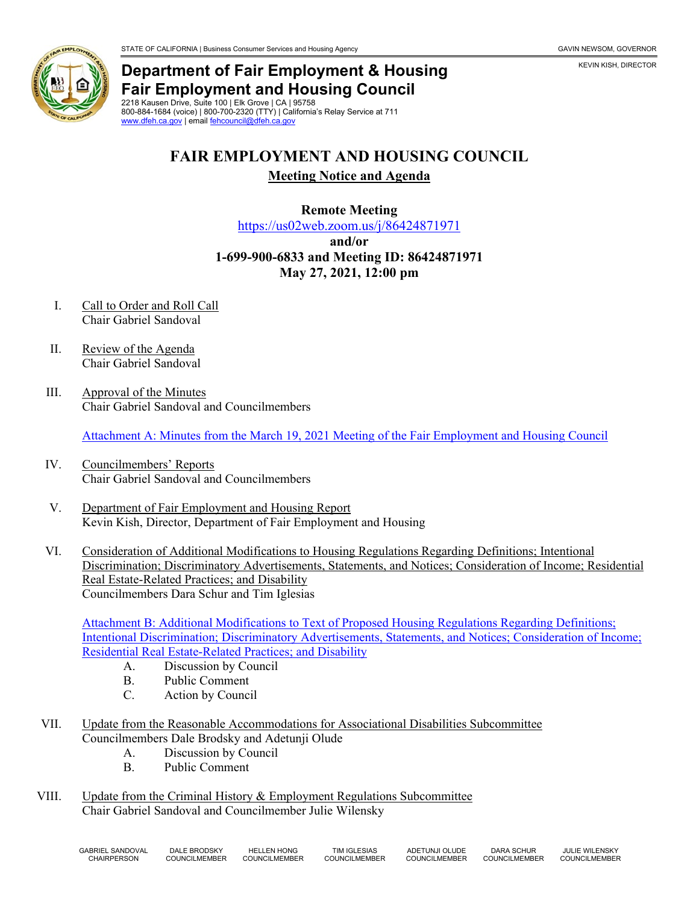STATE OF CALIFORNIA | Business Consumer Services and Housing Agency

GAVIN NEWSOM, GOVERNOR

KEVIN KISH, DIRECTOR

# Department of Fair Employment & Housing
# Fair Employment and Housing Council

2218 Kausen Drive, Suite 100 | Elk Grove | CA | 95758
800-884-1684 (voice) | 800-700-2320 (TTY) | California's Relay Service at 711
www.dfeh.ca.gov | email fehcouncil@dfeh.ca.gov

## FAIR EMPLOYMENT AND HOUSING COUNCIL

**Meeting Notice and Agenda**

**Remote Meeting**
https://us02web.zoom.us/j/86424871971
**and/or**
**1-699-900-6833 and Meeting ID: 86424871971**
**May 27, 2021, 12:00 pm**

I. Call to Order and Roll Call
Chair Gabriel Sandoval

II. Review of the Agenda
Chair Gabriel Sandoval

III. Approval of the Minutes
Chair Gabriel Sandoval and Councilmembers

Attachment A: Minutes from the March 19, 2021 Meeting of the Fair Employment and Housing Council

IV. Councilmembers' Reports
Chair Gabriel Sandoval and Councilmembers

V. Department of Fair Employment and Housing Report
Kevin Kish, Director, Department of Fair Employment and Housing

VI. Consideration of Additional Modifications to Housing Regulations Regarding Definitions; Intentional Discrimination; Discriminatory Advertisements, Statements, and Notices; Consideration of Income; Residential Real Estate-Related Practices; and Disability
Councilmembers Dara Schur and Tim Iglesias

Attachment B: Additional Modifications to Text of Proposed Housing Regulations Regarding Definitions; Intentional Discrimination; Discriminatory Advertisements, Statements, and Notices; Consideration of Income; Residential Real Estate-Related Practices; and Disability

A. Discussion by Council
B. Public Comment
C. Action by Council

VII. Update from the Reasonable Accommodations for Associational Disabilities Subcommittee
Councilmembers Dale Brodsky and Adetunji Olude

A. Discussion by Council
B. Public Comment

VIII. Update from the Criminal History & Employment Regulations Subcommittee
Chair Gabriel Sandoval and Councilmember Julie Wilensky

GABRIEL SANDOVAL CHAIRPERSON | DALE BRODSKY COUNCILMEMBER | HELLEN HONG COUNCILMEMBER | TIM IGLESIAS COUNCILMEMBER | ADETUNJI OLUDE COUNCILMEMBER | DARA SCHUR COUNCILMEMBER | JULIE WILENSKY COUNCILMEMBER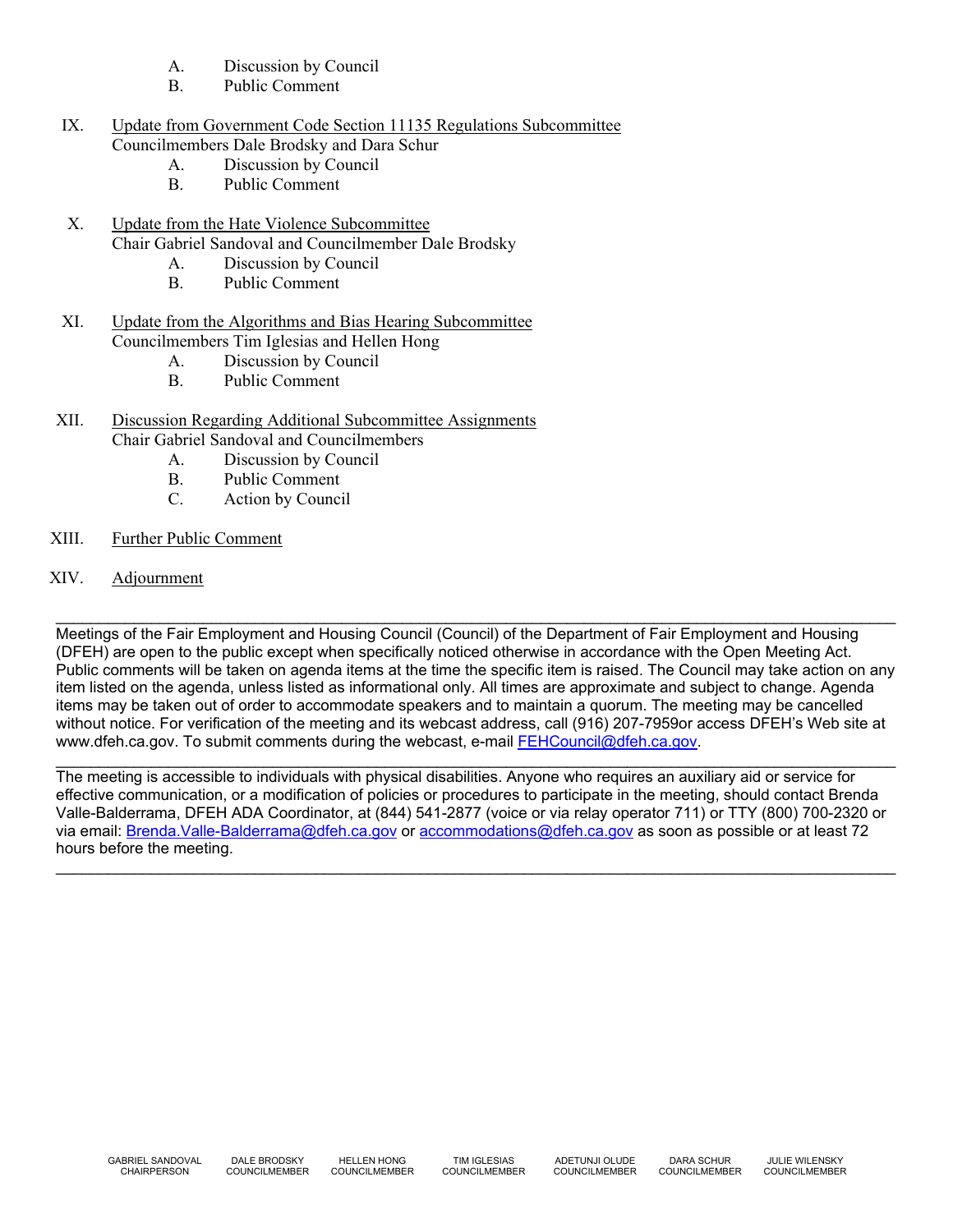A. Discussion by Council
B. Public Comment

IX. <u>Update from Government Code Section 11135 Regulations Subcommittee</u>
Councilmembers Dale Brodsky and Dara Schur
A. Discussion by Council
B. Public Comment

X. <u>Update from the Hate Violence Subcommittee</u>
Chair Gabriel Sandoval and Councilmember Dale Brodsky
A. Discussion by Council
B. Public Comment

XI. <u>Update from the Algorithms and Bias Hearing Subcommittee</u>
Councilmembers Tim Iglesias and Hellen Hong
A. Discussion by Council
B. Public Comment

XII. <u>Discussion Regarding Additional Subcommittee Assignments</u>
Chair Gabriel Sandoval and Councilmembers
A. Discussion by Council
B. Public Comment
C. Action by Council

XIII. <u>Further Public Comment</u>

XIV. <u>Adjournment</u>

---

Meetings of the Fair Employment and Housing Council (Council) of the Department of Fair Employment and Housing (DFEH) are open to the public except when specifically noticed otherwise in accordance with the Open Meeting Act. Public comments will be taken on agenda items at the time the specific item is raised. The Council may take action on any item listed on the agenda, unless listed as informational only. All times are approximate and subject to change. Agenda items may be taken out of order to accommodate speakers and to maintain a quorum. The meeting may be cancelled without notice. For verification of the meeting and its webcast address, call (916) 207-7959or access DFEH's Web site at www.dfeh.ca.gov. To submit comments during the webcast, e-mail FEHCouncil@dfeh.ca.gov.

---

The meeting is accessible to individuals with physical disabilities. Anyone who requires an auxiliary aid or service for effective communication, or a modification of policies or procedures to participate in the meeting, should contact Brenda Valle-Balderrama, DFEH ADA Coordinator, at (844) 541-2877 (voice or via relay operator 711) or TTY (800) 700-2320 or via email: Brenda.Valle-Balderrama@dfeh.ca.gov or accommodations@dfeh.ca.gov as soon as possible or at least 72 hours before the meeting.

---

GABRIEL SANDOVAL CHAIRPERSON | DALE BRODSKY COUNCILMEMBER | HELLEN HONG COUNCILMEMBER | TIM IGLESIAS COUNCILMEMBER | ADETUNJI OLUDE COUNCILMEMBER | DARA SCHUR COUNCILMEMBER | JULIE WILENSKY COUNCILMEMBER